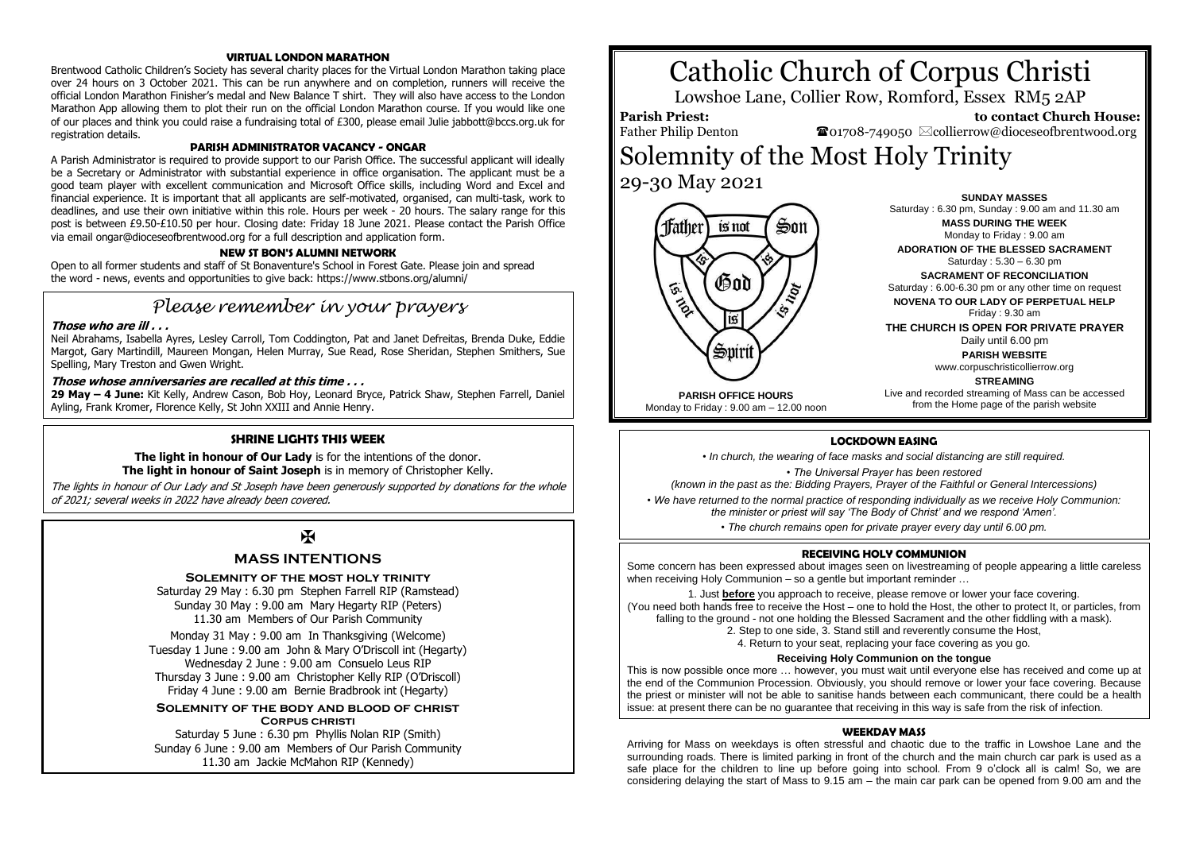# Catholic Church of Corpus Christi

Lowshoe Lane, Collier Row, Romford, Essex RM5 2AP

**Parish Priest:** Father Philip Denton

**to contact Church House:** 01708-749050 collierrow@dioceseofbrentwood.org

# Solemnity of the Most Holy Trinity

29-30 May 2021

Father is not Son
is is
is not God is not
is
Spirit

**PARISH OFFICE HOURS**
Monday to Friday : 9.00 am – 12.00 noon

**SUNDAY MASSES**
Saturday : 6.30 pm, Sunday : 9.00 am and 11.30 am

**MASS DURING THE WEEK**
Monday to Friday : 9.00 am

**ADORATION OF THE BLESSED SACRAMENT**
Saturday : 5.30 – 6.30 pm

**SACRAMENT OF RECONCILIATION**
Saturday : 6.00-6.30 pm or any other time on request

**NOVENA TO OUR LADY OF PERPETUAL HELP**
Friday : 9.30 am

**THE CHURCH IS OPEN FOR PRIVATE PRAYER**
Daily until 6.00 pm

**PARISH WEBSITE**
www.corpuschristicollierrow.org

**STREAMING**
Live and recorded streaming of Mass can be accessed from the Home page of the parish website

### VIRTUAL LONDON MARATHON

Brentwood Catholic Children's Society has several charity places for the Virtual London Marathon taking place over 24 hours on 3 October 2021. This can be run anywhere and on completion, runners will receive the official London Marathon Finisher's medal and New Balance T shirt. They will also have access to the London Marathon App allowing them to plot their run on the official London Marathon course. If you would like one of our places and think you could raise a fundraising total of £300, please email Julie jabbott@bccs.org.uk for registration details.

### PARISH ADMINISTRATOR VACANCY - ONGAR

A Parish Administrator is required to provide support to our Parish Office. The successful applicant will ideally be a Secretary or Administrator with substantial experience in office organisation. The applicant must be a good team player with excellent communication and Microsoft Office skills, including Word and Excel and financial experience. It is important that all applicants are self-motivated, organised, can multi-task, work to deadlines, and use their own initiative within this role. Hours per week - 20 hours. The salary range for this post is between £9.50-£10.50 per hour. Closing date: Friday 18 June 2021. Please contact the Parish Office via email ongar@dioceseofbrentwood.org for a full description and application form.

### NEW ST BON'S ALUMNI NETWORK

Open to all former students and staff of St Bonaventure's School in Forest Gate. Please join and spread the word - news, events and opportunities to give back: https://www.stbons.org/alumni/

## *Please remember in your prayers*

***Those who are ill . . .***

Neil Abrahams, Isabella Ayres, Lesley Carroll, Tom Coddington, Pat and Janet Defreitas, Brenda Duke, Eddie Margot, Gary Martindill, Maureen Mongan, Helen Murray, Sue Read, Rose Sheridan, Stephen Smithers, Sue Spelling, Mary Treston and Gwen Wright.

***Those whose anniversaries are recalled at this time . . .***

**29 May – 4 June:** Kit Kelly, Andrew Cason, Bob Hoy, Leonard Bryce, Patrick Shaw, Stephen Farrell, Daniel Ayling, Frank Kromer, Florence Kelly, St John XXIII and Annie Henry.

### SHRINE LIGHTS THIS WEEK

**The light in honour of Our Lady** is for the intentions of the donor.
**The light in honour of Saint Joseph** is in memory of Christopher Kelly.

*The lights in honour of Our Lady and St Joseph have been generously supported by donations for the whole of 2021; several weeks in 2022 have already been covered.*

✠

### MASS INTENTIONS

**SOLEMNITY OF THE MOST HOLY TRINITY**

Saturday 29 May : 6.30 pm Stephen Farrell RIP (Ramstead)
Sunday 30 May : 9.00 am Mary Hegarty RIP (Peters)
11.30 am Members of Our Parish Community

Monday 31 May : 9.00 am In Thanksgiving (Welcome)
Tuesday 1 June : 9.00 am John & Mary O'Driscoll int (Hegarty)
Wednesday 2 June : 9.00 am Consuelo Leus RIP
Thursday 3 June : 9.00 am Christopher Kelly RIP (O'Driscoll)
Friday 4 June : 9.00 am Bernie Bradbrook int (Hegarty)

**SOLEMNITY OF THE BODY AND BLOOD OF CHRIST**
**CORPUS CHRISTI**

Saturday 5 June : 6.30 pm Phyllis Nolan RIP (Smith)
Sunday 6 June : 9.00 am Members of Our Parish Community
11.30 am Jackie McMahon RIP (Kennedy)

### LOCKDOWN EASING

*• In church, the wearing of face masks and social distancing are still required.*

*• The Universal Prayer has been restored (known in the past as the: Bidding Prayers, Prayer of the Faithful or General Intercessions)*

*• We have returned to the normal practice of responding individually as we receive Holy Communion: the minister or priest will say 'The Body of Christ' and we respond 'Amen'.*

*• The church remains open for private prayer every day until 6.00 pm.*

### RECEIVING HOLY COMMUNION

Some concern has been expressed about images seen on livestreaming of people appearing a little careless when receiving Holy Communion – so a gentle but important reminder …

1. Just **before** you approach to receive, please remove or lower your face covering.
(You need both hands free to receive the Host – one to hold the Host, the other to protect It, or particles, from falling to the ground - not one holding the Blessed Sacrament and the other fiddling with a mask).
2. Step to one side, 3. Stand still and reverently consume the Host,
4. Return to your seat, replacing your face covering as you go.

**Receiving Holy Communion on the tongue**

This is now possible once more … however, you must wait until everyone else has received and come up at the end of the Communion Procession. Obviously, you should remove or lower your face covering. Because the priest or minister will not be able to sanitise hands between each communicant, there could be a health issue: at present there can be no guarantee that receiving in this way is safe from the risk of infection.

### WEEKDAY MASS

Arriving for Mass on weekdays is often stressful and chaotic due to the traffic in Lowshoe Lane and the surrounding roads. There is limited parking in front of the church and the main church car park is used as a safe place for the children to line up before going into school. From 9 o'clock all is calm! So, we are considering delaying the start of Mass to 9.15 am – the main car park can be opened from 9.00 am and the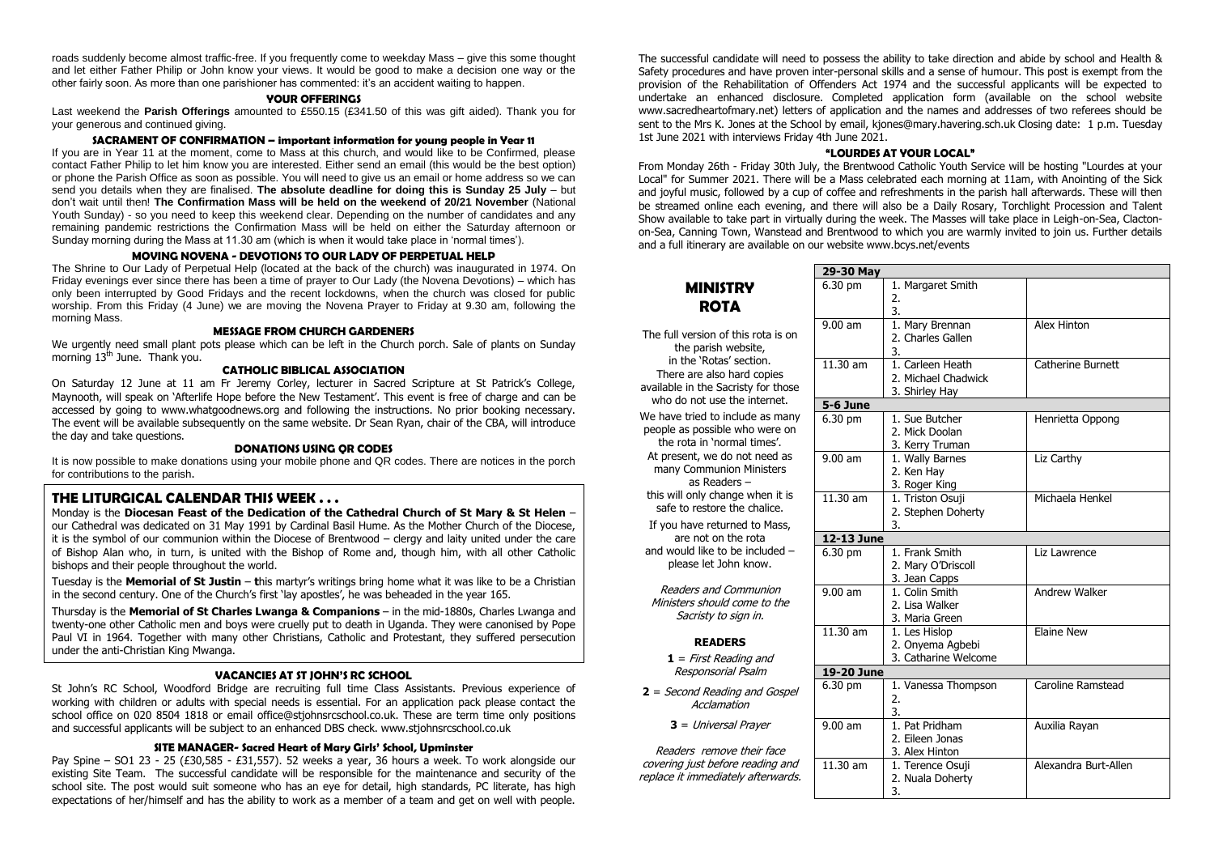roads suddenly become almost traffic-free. If you frequently come to weekday Mass – give this some thought and let either Father Philip or John know your views. It would be good to make a decision one way or the other fairly soon. As more than one parishioner has commented: it's an accident waiting to happen.

### YOUR OFFERINGS

Last weekend the **Parish Offerings** amounted to £550.15 (£341.50 of this was gift aided). Thank you for your generous and continued giving.

### SACRAMENT OF CONFIRMATION – important information for young people in Year 11

If you are in Year 11 at the moment, come to Mass at this church, and would like to be Confirmed, please contact Father Philip to let him know you are interested. Either send an email (this would be the best option) or phone the Parish Office as soon as possible. You will need to give us an email or home address so we can send you details when they are finalised. **The absolute deadline for doing this is Sunday 25 July** – but don't wait until then! **The Confirmation Mass will be held on the weekend of 20/21 November** (National Youth Sunday) - so you need to keep this weekend clear. Depending on the number of candidates and any remaining pandemic restrictions the Confirmation Mass will be held on either the Saturday afternoon or Sunday morning during the Mass at 11.30 am (which is when it would take place in 'normal times').

### MOVING NOVENA - DEVOTIONS TO OUR LADY OF PERPETUAL HELP

The Shrine to Our Lady of Perpetual Help (located at the back of the church) was inaugurated in 1974. On Friday evenings ever since there has been a time of prayer to Our Lady (the Novena Devotions) – which has only been interrupted by Good Fridays and the recent lockdowns, when the church was closed for public worship. From this Friday (4 June) we are moving the Novena Prayer to Friday at 9.30 am, following the morning Mass.

### MESSAGE FROM CHURCH GARDENERS

We urgently need small plant pots please which can be left in the Church porch. Sale of plants on Sunday morning 13th June. Thank you.

### CATHOLIC BIBLICAL ASSOCIATION

On Saturday 12 June at 11 am Fr Jeremy Corley, lecturer in Sacred Scripture at St Patrick's College, Maynooth, will speak on 'Afterlife Hope before the New Testament'. This event is free of charge and can be accessed by going to www.whatgoodnews.org and following the instructions. No prior booking necessary. The event will be available subsequently on the same website. Dr Sean Ryan, chair of the CBA, will introduce the day and take questions.

### DONATIONS USING QR CODES

It is now possible to make donations using your mobile phone and QR codes. There are notices in the porch for contributions to the parish.

## THE LITURGICAL CALENDAR THIS WEEK . . .

Monday is the **Diocesan Feast of the Dedication of the Cathedral Church of St Mary & St Helen** – our Cathedral was dedicated on 31 May 1991 by Cardinal Basil Hume. As the Mother Church of the Diocese, it is the symbol of our communion within the Diocese of Brentwood – clergy and laity united under the care of Bishop Alan who, in turn, is united with the Bishop of Rome and, though him, with all other Catholic bishops and their people throughout the world.

Tuesday is the **Memorial of St Justin** – **t**his martyr's writings bring home what it was like to be a Christian in the second century. One of the Church's first 'lay apostles', he was beheaded in the year 165.

Thursday is the **Memorial of St Charles Lwanga & Companions** – in the mid-1880s, Charles Lwanga and twenty-one other Catholic men and boys were cruelly put to death in Uganda. They were canonised by Pope Paul VI in 1964. Together with many other Christians, Catholic and Protestant, they suffered persecution under the anti-Christian King Mwanga.

### VACANCIES AT ST JOHN'S RC SCHOOL

St John's RC School, Woodford Bridge are recruiting full time Class Assistants. Previous experience of working with children or adults with special needs is essential. For an application pack please contact the school office on 020 8504 1818 or email office@stjohnsrcschool.co.uk. These are term time only positions and successful applicants will be subject to an enhanced DBS check. www.stjohnsrcschool.co.uk

### SITE MANAGER- Sacred Heart of Mary Girls' School, Upminster

Pay Spine – SO1 23 - 25 (£30,585 - £31,557). 52 weeks a year, 36 hours a week. To work alongside our existing Site Team. The successful candidate will be responsible for the maintenance and security of the school site. The post would suit someone who has an eye for detail, high standards, PC literate, has high expectations of her/himself and has the ability to work as a member of a team and get on well with people. The successful candidate will need to possess the ability to take direction and abide by school and Health & Safety procedures and have proven inter-personal skills and a sense of humour. This post is exempt from the provision of the Rehabilitation of Offenders Act 1974 and the successful applicants will be expected to undertake an enhanced disclosure. Completed application form (available on the school website www.sacredheartofmary.net) letters of application and the names and addresses of two referees should be sent to the Mrs K. Jones at the School by email, kjones@mary.havering.sch.uk Closing date: 1 p.m. Tuesday 1st June 2021 with interviews Friday 4th June 2021.

### "LOURDES AT YOUR LOCAL"

From Monday 26th - Friday 30th July, the Brentwood Catholic Youth Service will be hosting "Lourdes at your Local" for Summer 2021. There will be a Mass celebrated each morning at 11am, with Anointing of the Sick and joyful music, followed by a cup of coffee and refreshments in the parish hall afterwards. These will then be streamed online each evening, and there will also be a Daily Rosary, Torchlight Procession and Talent Show available to take part in virtually during the week. The Masses will take place in Leigh-on-Sea, Clacton-on-Sea, Canning Town, Wanstead and Brentwood to which you are warmly invited to join us. Further details and a full itinerary are available on our website www.bcys.net/events

## MINISTRY ROTA

The full version of this rota is on the parish website, in the 'Rotas' section. There are also hard copies available in the Sacristy for those who do not use the internet.

We have tried to include as many people as possible who were on the rota in 'normal times'. At present, we do not need as many Communion Ministers as Readers – this will only change when it is safe to restore the chalice.

If you have returned to Mass, are not on the rota and would like to be included – please let John know.

*Readers and Communion Ministers should come to the Sacristy to sign in.*

### READERS

**1** = *First Reading and Responsorial Psalm*

**2** = *Second Reading and Gospel Acclamation*

**3** = *Universal Prayer*

*Readers remove their face covering just before reading and replace it immediately afterwards.*

| | | |
|---|---|---|
| **29-30 May** | | |
| 6.30 pm | 1. Margaret Smith<br>2.<br>3. | |
| 9.00 am | 1. Mary Brennan<br>2. Charles Gallen<br>3. | Alex Hinton |
| 11.30 am | 1. Carleen Heath<br>2. Michael Chadwick<br>3. Shirley Hay | Catherine Burnett |
| **5-6 June** | | |
| 6.30 pm | 1. Sue Butcher<br>2. Mick Doolan<br>3. Kerry Truman | Henrietta Oppong |
| 9.00 am | 1. Wally Barnes<br>2. Ken Hay<br>3. Roger King | Liz Carthy |
| 11.30 am | 1. Triston Osuji<br>2. Stephen Doherty<br>3. | Michaela Henkel |
| **12-13 June** | | |
| 6.30 pm | 1. Frank Smith<br>2. Mary O'Driscoll<br>3. Jean Capps | Liz Lawrence |
| 9.00 am | 1. Colin Smith<br>2. Lisa Walker<br>3. Maria Green | Andrew Walker |
| 11.30 am | 1. Les Hislop<br>2. Onyema Agbebi<br>3. Catharine Welcome | Elaine New |
| **19-20 June** | | |
| 6.30 pm | 1. Vanessa Thompson<br>2.<br>3. | Caroline Ramstead |
| 9.00 am | 1. Pat Pridham<br>2. Eileen Jonas<br>3. Alex Hinton | Auxilia Rayan |
| 11.30 am | 1. Terence Osuji<br>2. Nuala Doherty<br>3. | Alexandra Burt-Allen |